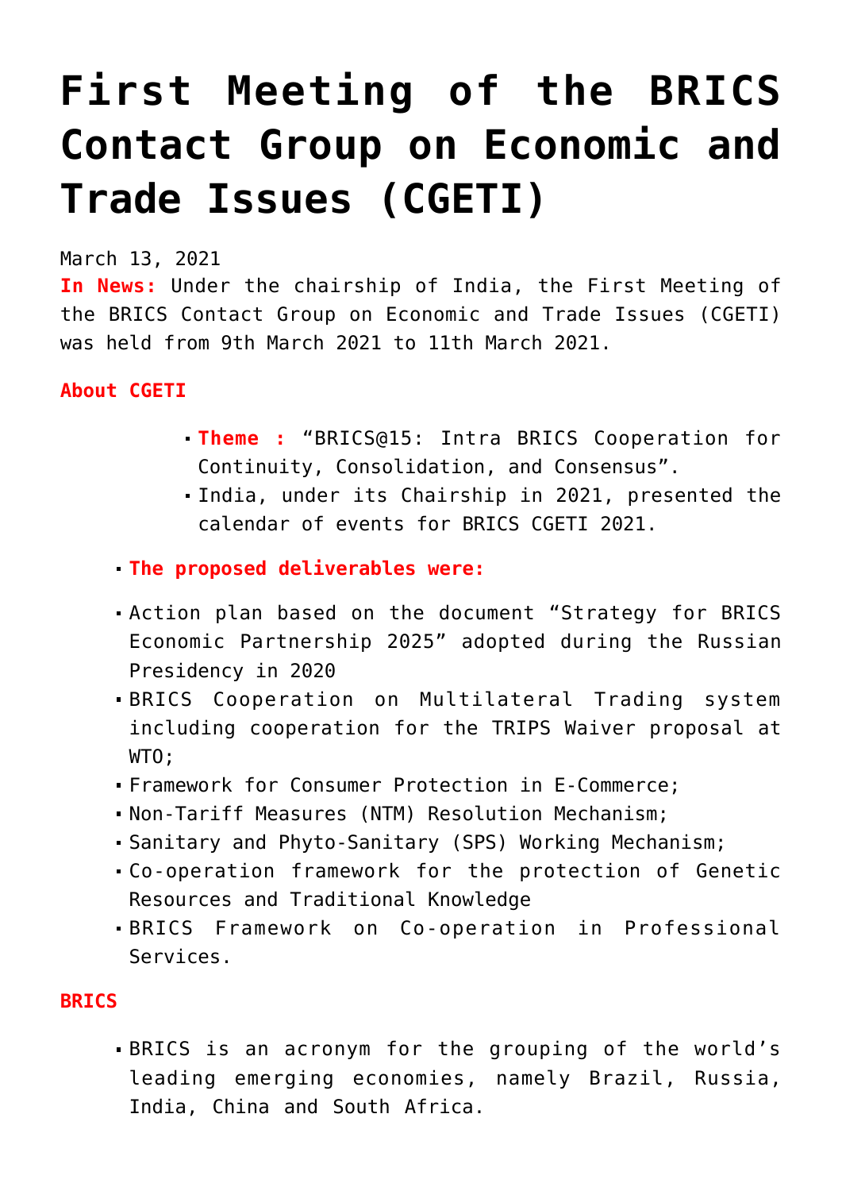# First Meeting of the BRICS Contact Group on Economic and Trade Issues (CGETI)

March 13, 2021

**In News:** Under the chairship of India, the First Meeting of the BRICS Contact Group on Economic and Trade Issues (CGETI) was held from 9th March 2021 to 11th March 2021.

**About CGETI**

- **Theme :** "BRICS@15: Intra BRICS Cooperation for Continuity, Consolidation, and Consensus".
- India, under its Chairship in 2021, presented the calendar of events for BRICS CGETI 2021.

- **The proposed deliverables were:**

- Action plan based on the document "Strategy for BRICS Economic Partnership 2025" adopted during the Russian Presidency in 2020
- BRICS Cooperation on Multilateral Trading system including cooperation for the TRIPS Waiver proposal at WTO;
- Framework for Consumer Protection in E-Commerce;
- Non-Tariff Measures (NTM) Resolution Mechanism;
- Sanitary and Phyto-Sanitary (SPS) Working Mechanism;
- Co-operation framework for the protection of Genetic Resources and Traditional Knowledge
- BRICS Framework on Co-operation in Professional Services.

**BRICS**

- BRICS is an acronym for the grouping of the world's leading emerging economies, namely Brazil, Russia, India, China and South Africa.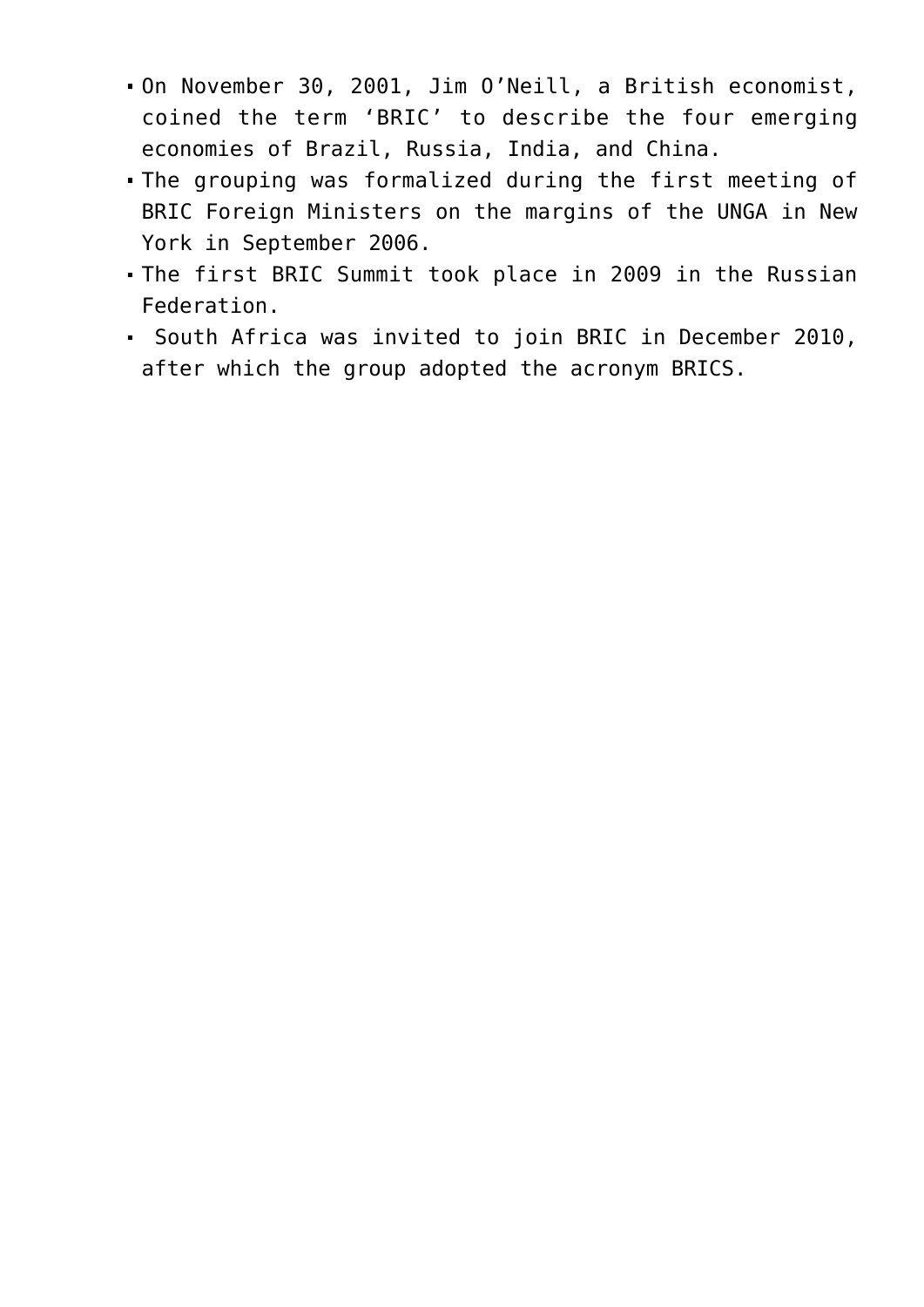- On November 30, 2001, Jim O'Neill, a British economist, coined the term 'BRIC' to describe the four emerging economies of Brazil, Russia, India, and China.
- The grouping was formalized during the first meeting of BRIC Foreign Ministers on the margins of the UNGA in New York in September 2006.
- The first BRIC Summit took place in 2009 in the Russian Federation.
- South Africa was invited to join BRIC in December 2010, after which the group adopted the acronym BRICS.